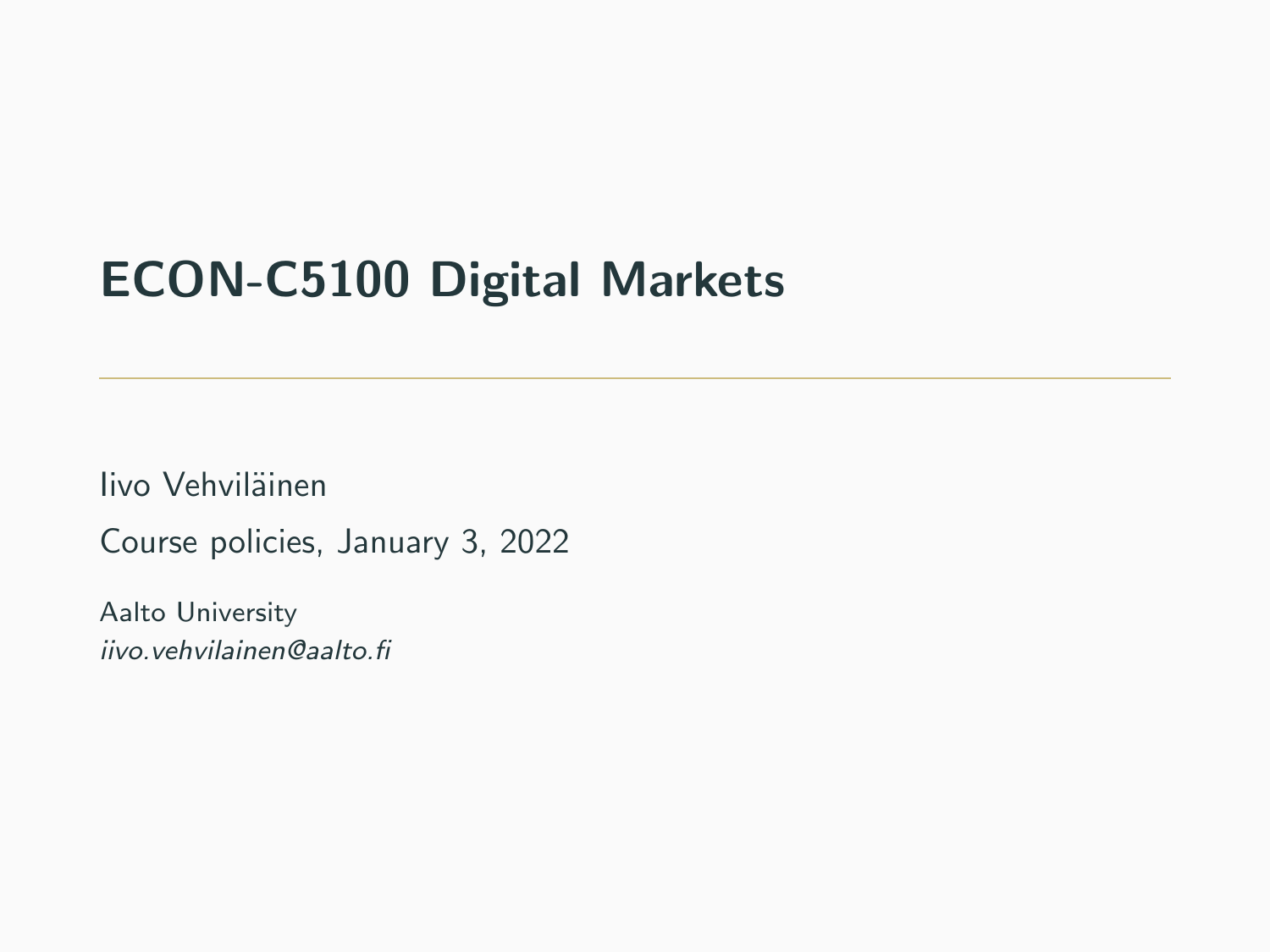# ECON-C5100 Digital Markets

Iivo Vehviläinen

Course policies, January 3, 2022

Aalto University
*iivo.vehvilainen@aalto.fi*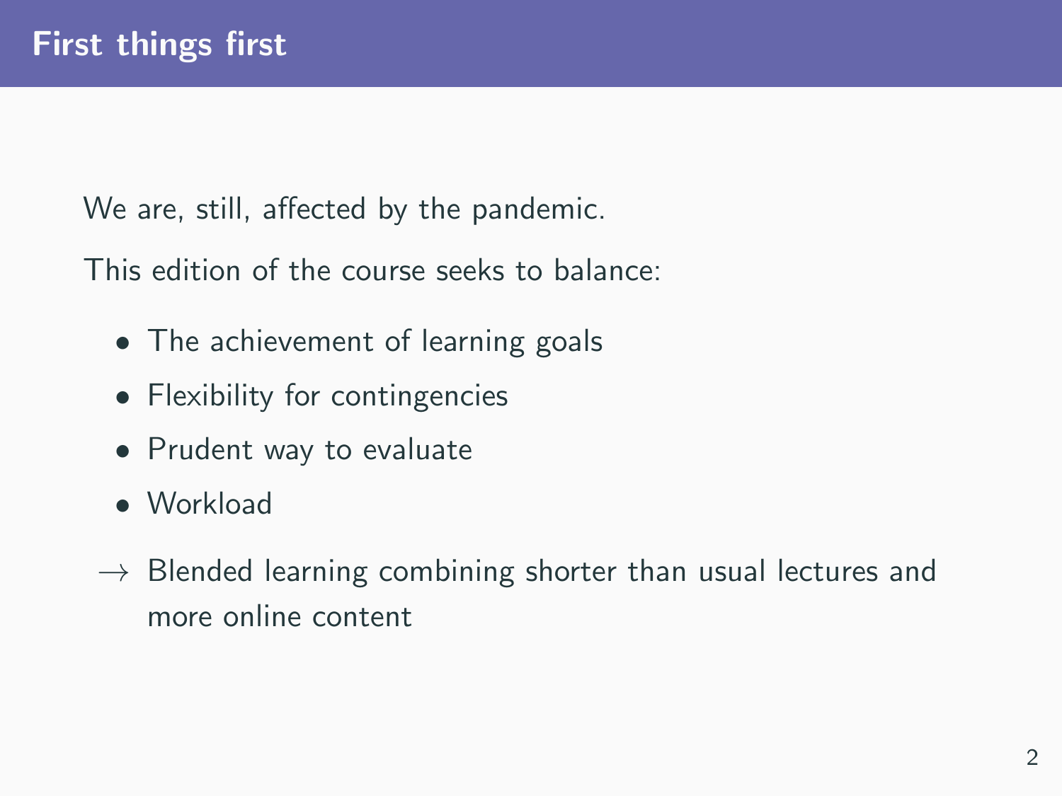# First things first

We are, still, affected by the pandemic.

This edition of the course seeks to balance:

- The achievement of learning goals
- Flexibility for contingencies
- Prudent way to evaluate
- Workload

→ Blended learning combining shorter than usual lectures and more online content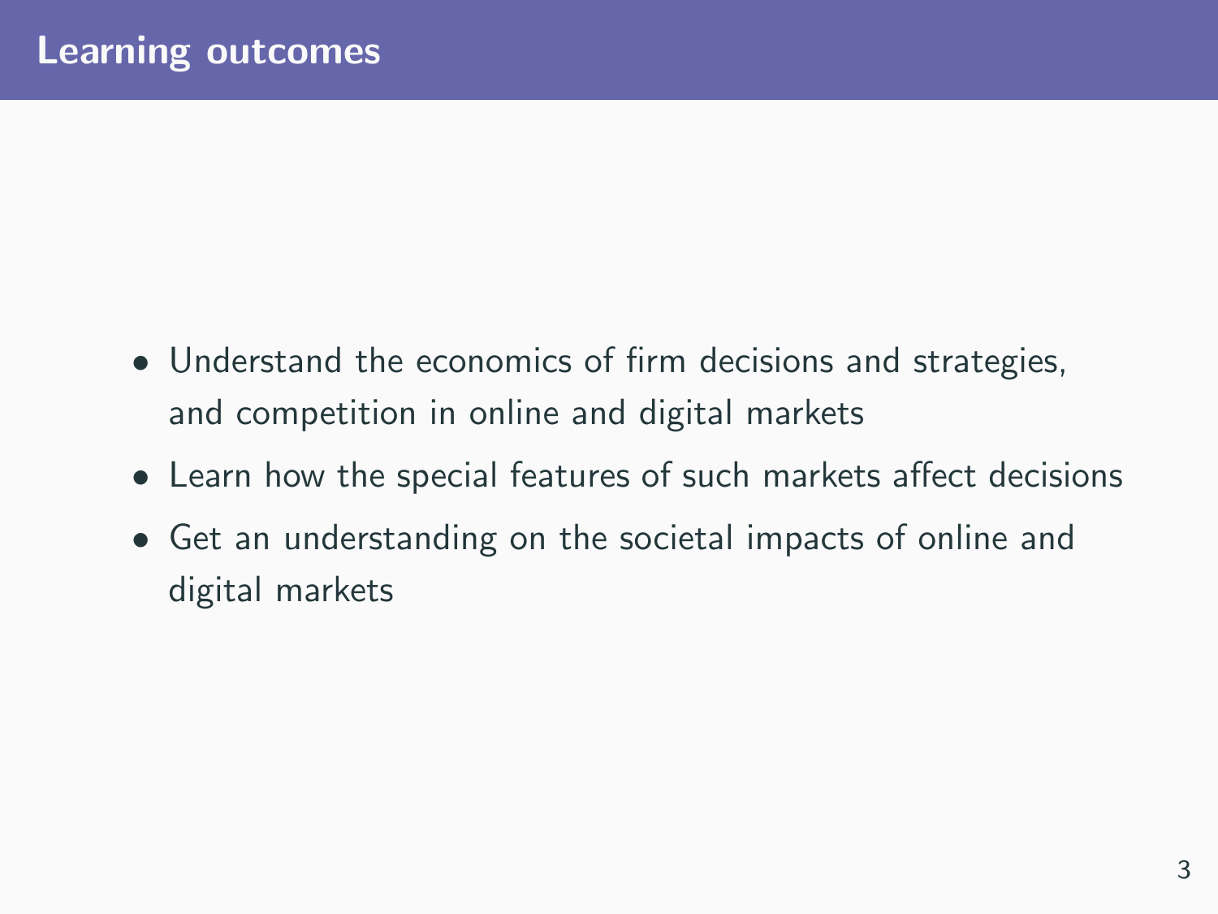## Learning outcomes

- Understand the economics of firm decisions and strategies, and competition in online and digital markets
- Learn how the special features of such markets affect decisions
- Get an understanding on the societal impacts of online and digital markets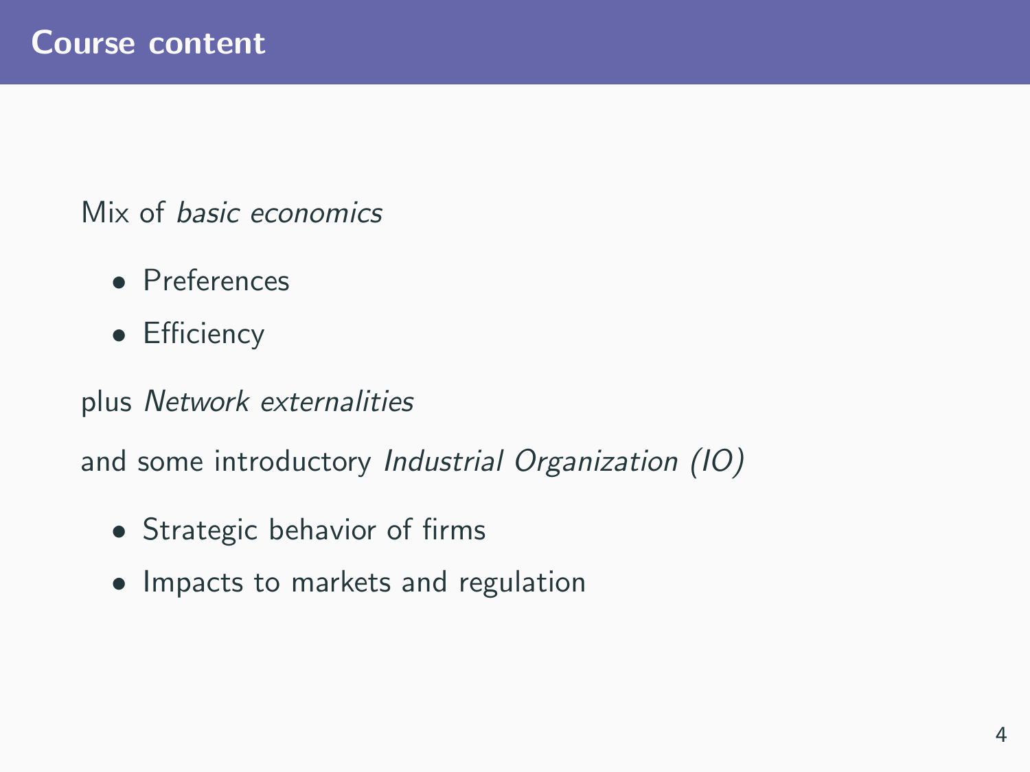# Course content

Mix of *basic economics*

- Preferences
- Efficiency

plus *Network externalities*

and some introductory *Industrial Organization (IO)*

- Strategic behavior of firms
- Impacts to markets and regulation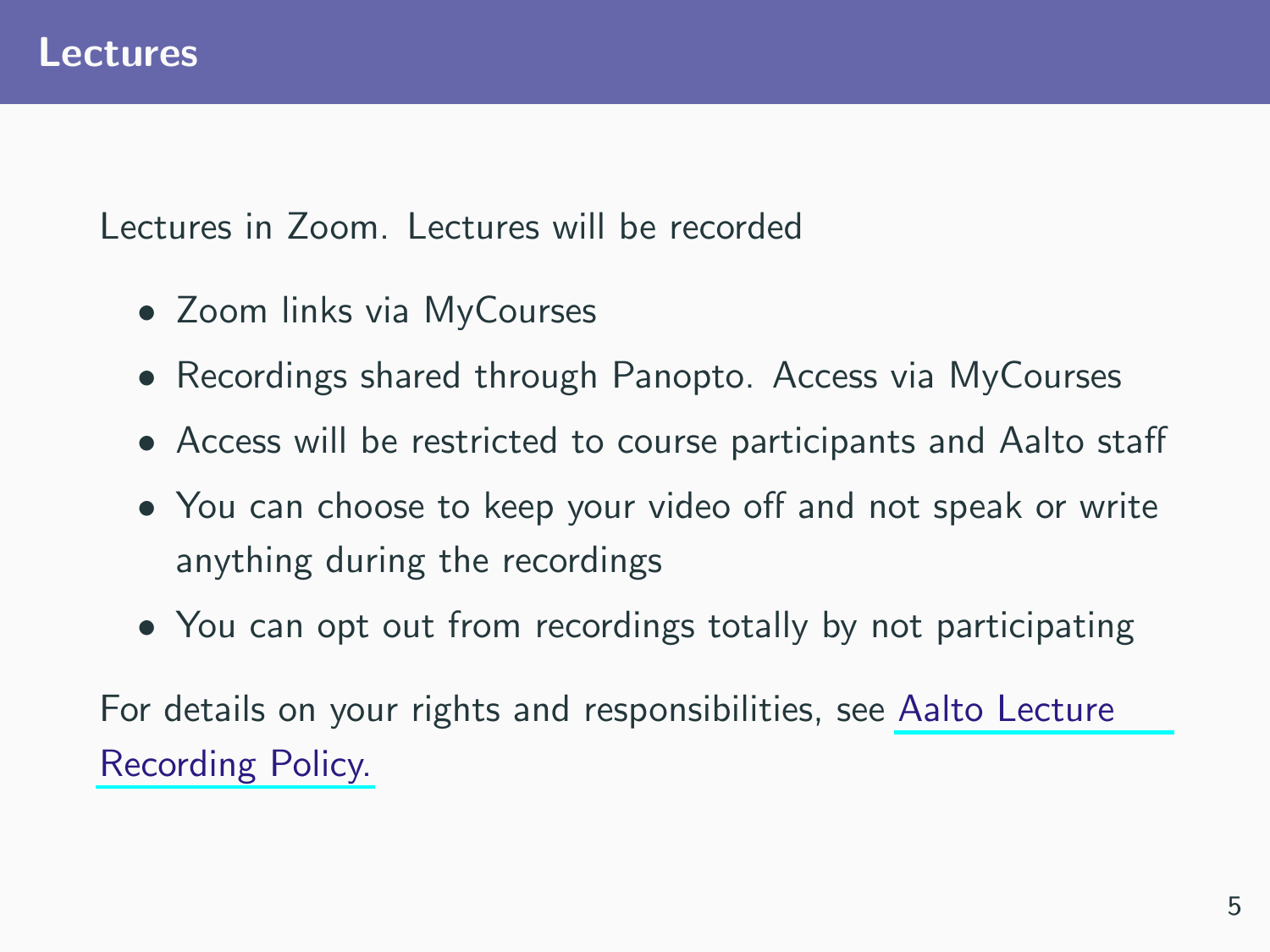# Lectures

Lectures in Zoom. Lectures will be recorded

- Zoom links via MyCourses
- Recordings shared through Panopto. Access via MyCourses
- Access will be restricted to course participants and Aalto staff
- You can choose to keep your video off and not speak or write anything during the recordings
- You can opt out from recordings totally by not participating

For details on your rights and responsibilities, see Aalto Lecture Recording Policy.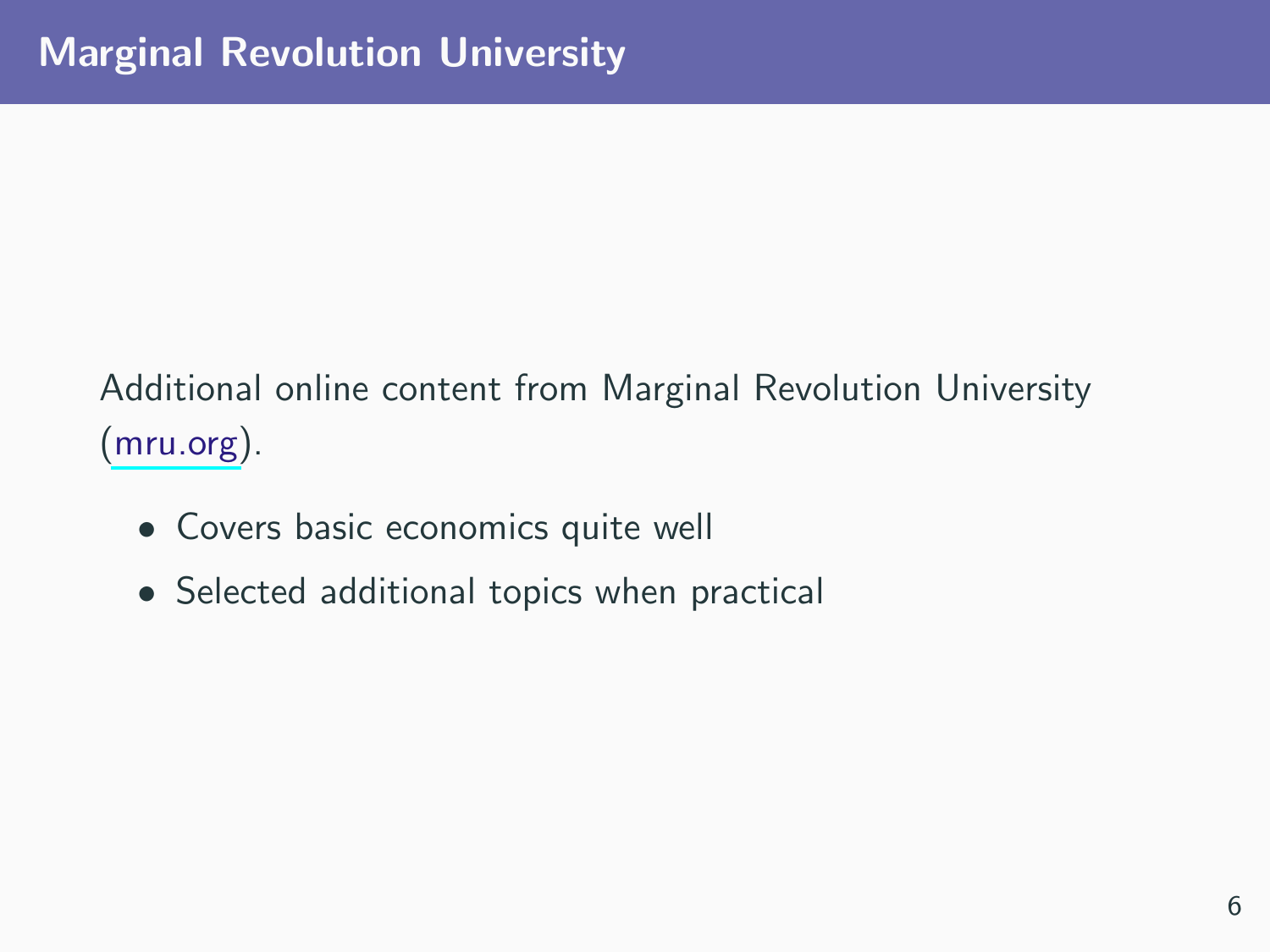# Marginal Revolution University

Additional online content from Marginal Revolution University (mru.org).

- Covers basic economics quite well
- Selected additional topics when practical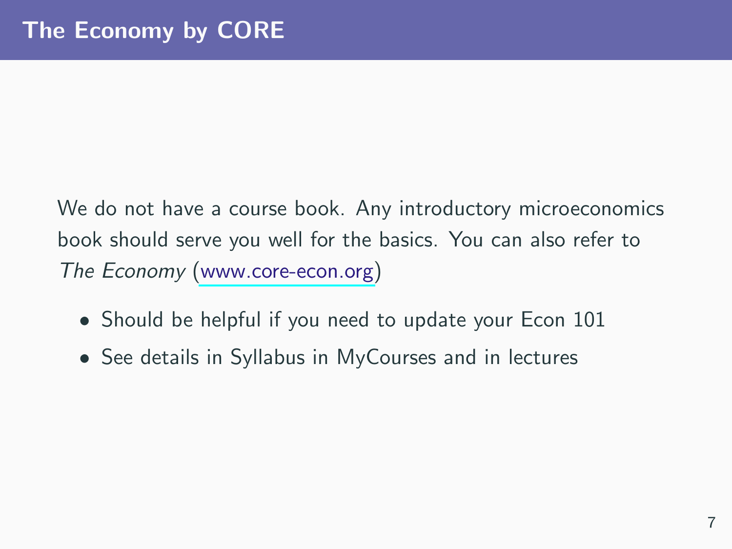# The Economy by CORE

We do not have a course book. Any introductory microeconomics book should serve you well for the basics. You can also refer to *The Economy* (www.core-econ.org)

- Should be helpful if you need to update your Econ 101
- See details in Syllabus in MyCourses and in lectures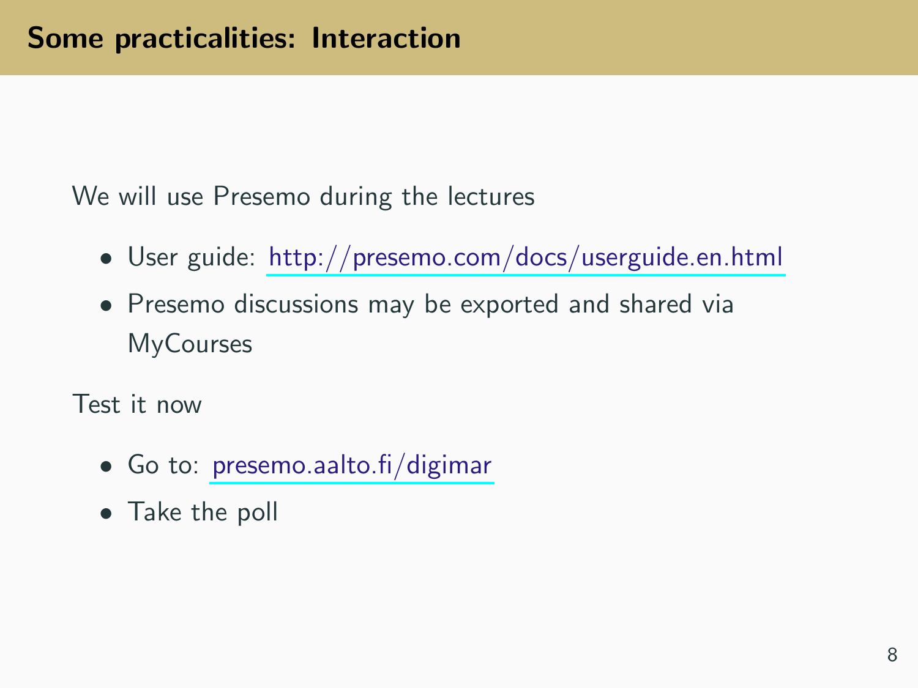## Some practicalities: Interaction

We will use Presemo during the lectures

- User guide: http://presemo.com/docs/userguide.en.html
- Presemo discussions may be exported and shared via MyCourses

Test it now

- Go to: presemo.aalto.fi/digimar
- Take the poll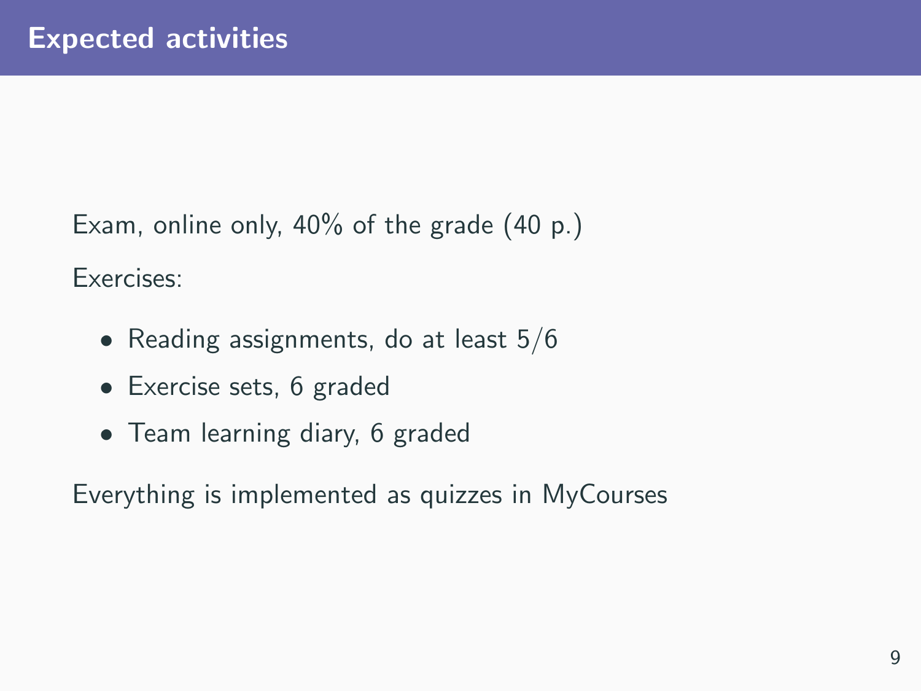# Expected activities

Exam, online only, 40% of the grade (40 p.)

Exercises:

- Reading assignments, do at least 5/6
- Exercise sets, 6 graded
- Team learning diary, 6 graded

Everything is implemented as quizzes in MyCourses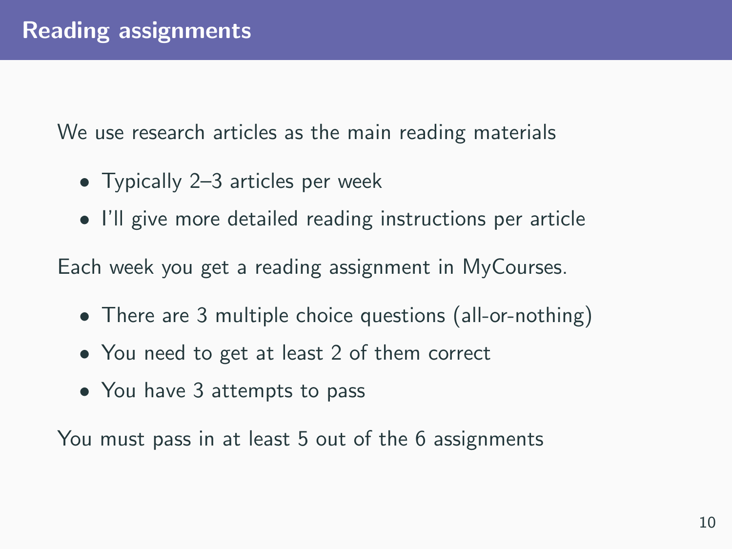# Reading assignments

We use research articles as the main reading materials

- Typically 2–3 articles per week
- I'll give more detailed reading instructions per article

Each week you get a reading assignment in MyCourses.

- There are 3 multiple choice questions (all-or-nothing)
- You need to get at least 2 of them correct
- You have 3 attempts to pass

You must pass in at least 5 out of the 6 assignments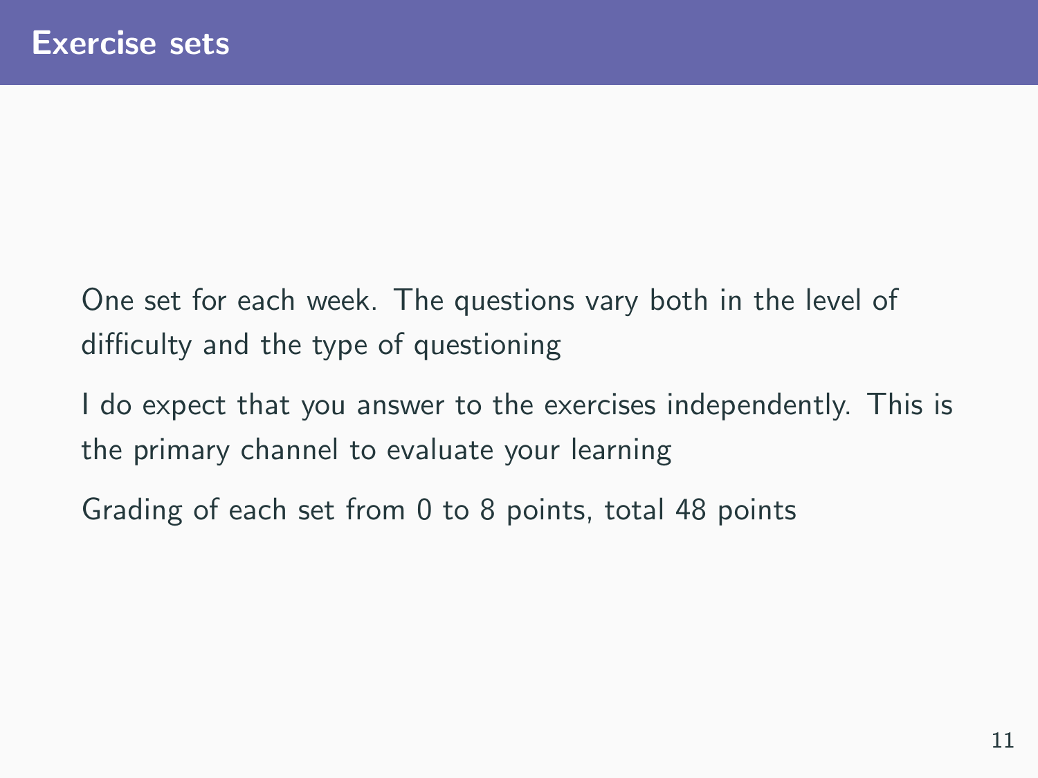# Exercise sets

One set for each week. The questions vary both in the level of difficulty and the type of questioning

I do expect that you answer to the exercises independently. This is the primary channel to evaluate your learning

Grading of each set from 0 to 8 points, total 48 points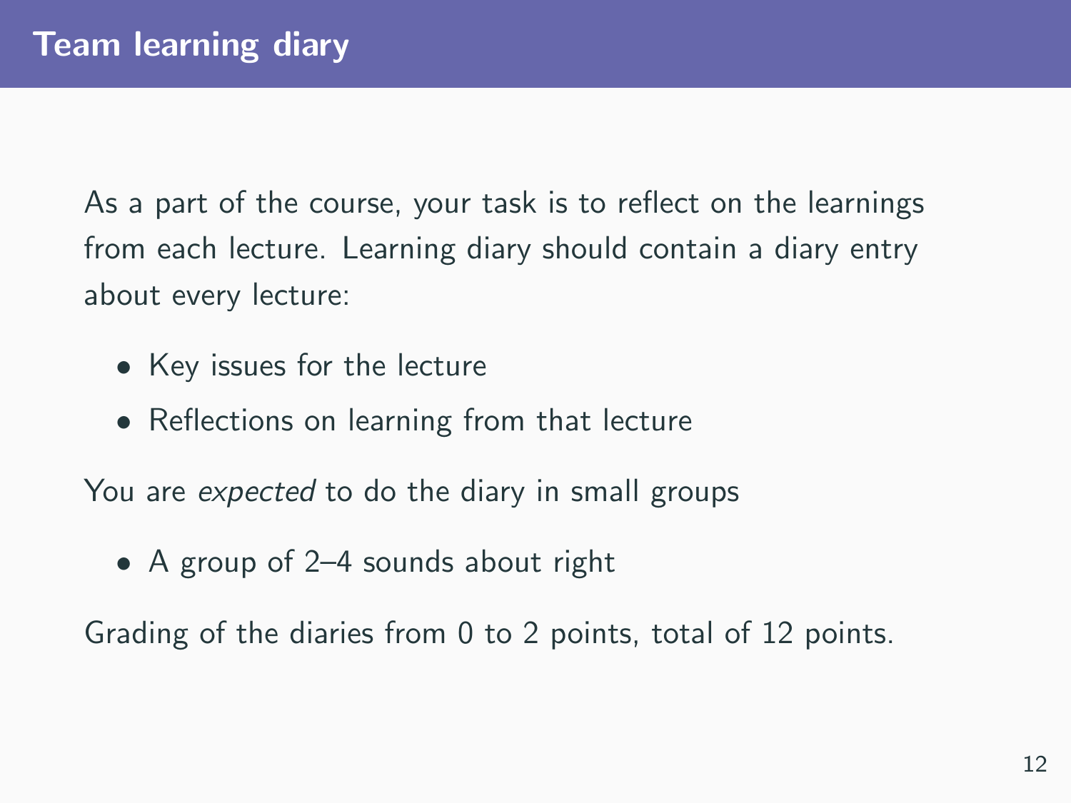# Team learning diary

As a part of the course, your task is to reflect on the learnings from each lecture. Learning diary should contain a diary entry about every lecture:

- Key issues for the lecture
- Reflections on learning from that lecture

You are *expected* to do the diary in small groups

- A group of 2–4 sounds about right

Grading of the diaries from 0 to 2 points, total of 12 points.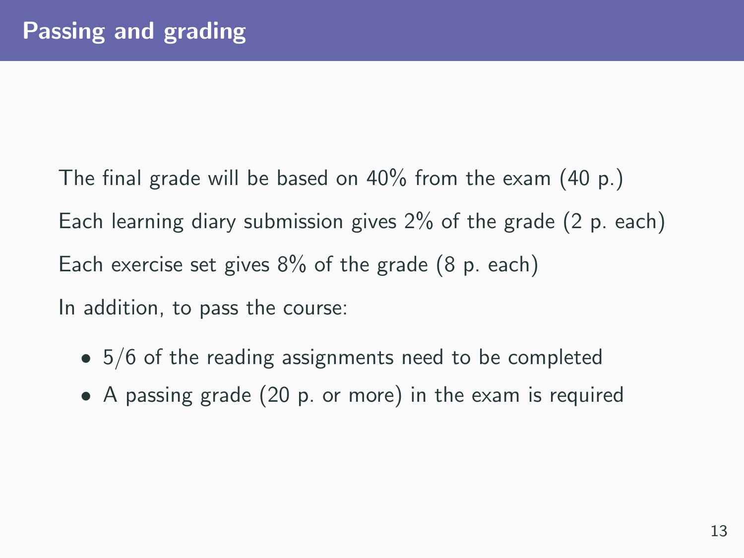# Passing and grading

The final grade will be based on 40% from the exam (40 p.)

Each learning diary submission gives 2% of the grade (2 p. each)

Each exercise set gives 8% of the grade (8 p. each)

In addition, to pass the course:

- 5/6 of the reading assignments need to be completed
- A passing grade (20 p. or more) in the exam is required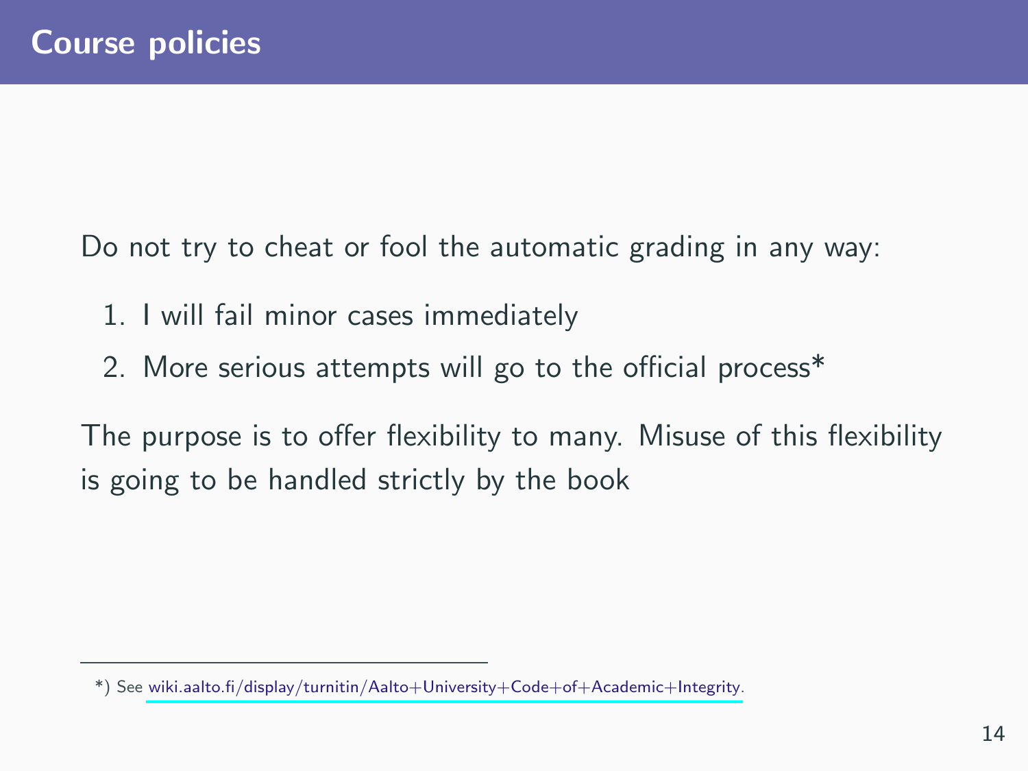# Course policies

Do not try to cheat or fool the automatic grading in any way:

1. I will fail minor cases immediately
2. More serious attempts will go to the official process*

The purpose is to offer flexibility to many. Misuse of this flexibility is going to be handled strictly by the book

*) See wiki.aalto.fi/display/turnitin/Aalto+University+Code+of+Academic+Integrity.